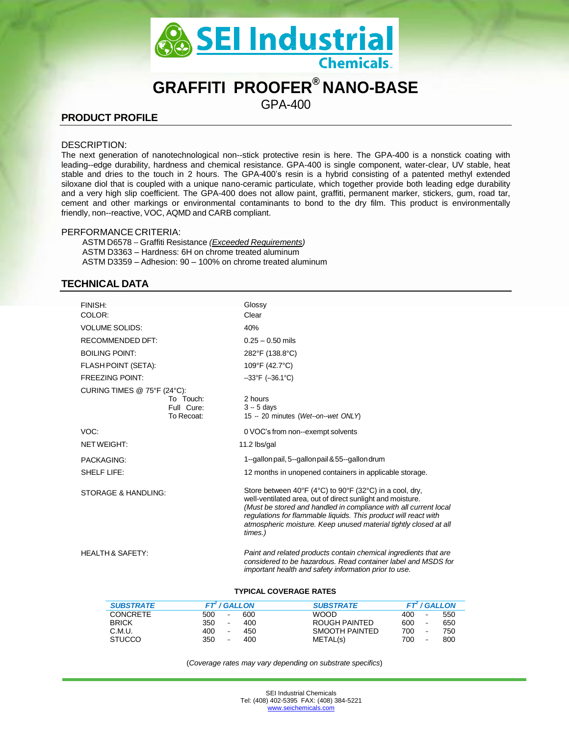# GRAFFITI PROOFER® NANO-BASE

GPA-400

## PRODUCT PROFILE

DESCRIPTION:

The next generation of nanotechnological non--stick protective resin is here. The GPA-400 is a nonstick coating with leading--edge durability, hardness and chemical resistance. GPA-400 is single component, water-clear, UV stable, heat stable and dries to the touch in 2 hours. The GPA-400's resin is a hybrid consisting of a patented methyl extended siloxane diol that is coupled with a unique nano-ceramic particulate, which together provide both leading edge durability and a very high slip coefficient. The GPA-400 does not allow paint, graffiti, permanent marker, stickers, gum, road tar, cement and other markings or environmental contaminants to bond to the dry film. This product is environmentally friendly, non--reactive, VOC, AQMD and CARB compliant.

PERFORMANCE CRITERIA:

ASTM D6578 -- Graffiti Resistance *(Exceeded Requirements)*
ASTM D3363 – Hardness: 6H on chrome treated aluminum
ASTM D3359 – Adhesion: 90 – 100% on chrome treated aluminum

## TECHNICAL DATA

| | |
|---|---|
| FINISH: | Glossy |
| COLOR: | Clear |
| VOLUME SOLIDS: | 40% |
| RECOMMENDED DFT: | 0.25 – 0.50 mils |
| BOILING POINT: | 282°F (138.8°C) |
| FLASH POINT (SETA): | 109°F (42.7°C) |
| FREEZING POINT: | --33°F (--36.1°C) |
| CURING TIMES @ 75°F (24°C): | |
| To Touch: | 2 hours |
| Full Cure: | 3 -- 5 days |
| To Recoat: | 15 -- 20 minutes (*Wet--on--wet ONLY*) |
| VOC: | 0 VOC's from non--exempt solvents |
| NET WEIGHT: | 11.2 lbs/gal |
| PACKAGING: | 1--gallon pail, 5--gallon pail & 55--gallon drum |
| SHELF LIFE: | 12 months in unopened containers in applicable storage. |
| STORAGE & HANDLING: | Store between 40°F (4°C) to 90°F (32°C) in a cool, dry, well-ventilated area, out of direct sunlight and moisture. *(Must be stored and handled in compliance with all current local regulations for flammable liquids. This product will react with atmospheric moisture. Keep unused material tightly closed at all times.)* |
| HEALTH & SAFETY: | *Paint and related products contain chemical ingredients that are considered to be hazardous. Read container label and MSDS for important health and safety information prior to use.* |

**TYPICAL COVERAGE RATES**

| SUBSTRATE | FT² / GALLON | SUBSTRATE | FT² / GALLON |
|---|---|---|---|
| CONCRETE | 500 -- 600 | WOOD | 400 -- 550 |
| BRICK | 350 -- 400 | ROUGH PAINTED | 600 -- 650 |
| C.M.U. | 400 -- 450 | SMOOTH PAINTED | 700 -- 750 |
| STUCCO | 350 -- 400 | METAL(s) | 700 -- 800 |

(*Coverage rates may vary depending on substrate specifics*)

SEI Industrial Chemicals
Tel: (408) 402-5395 FAX: (408) 384-5221
www.seichemicals.com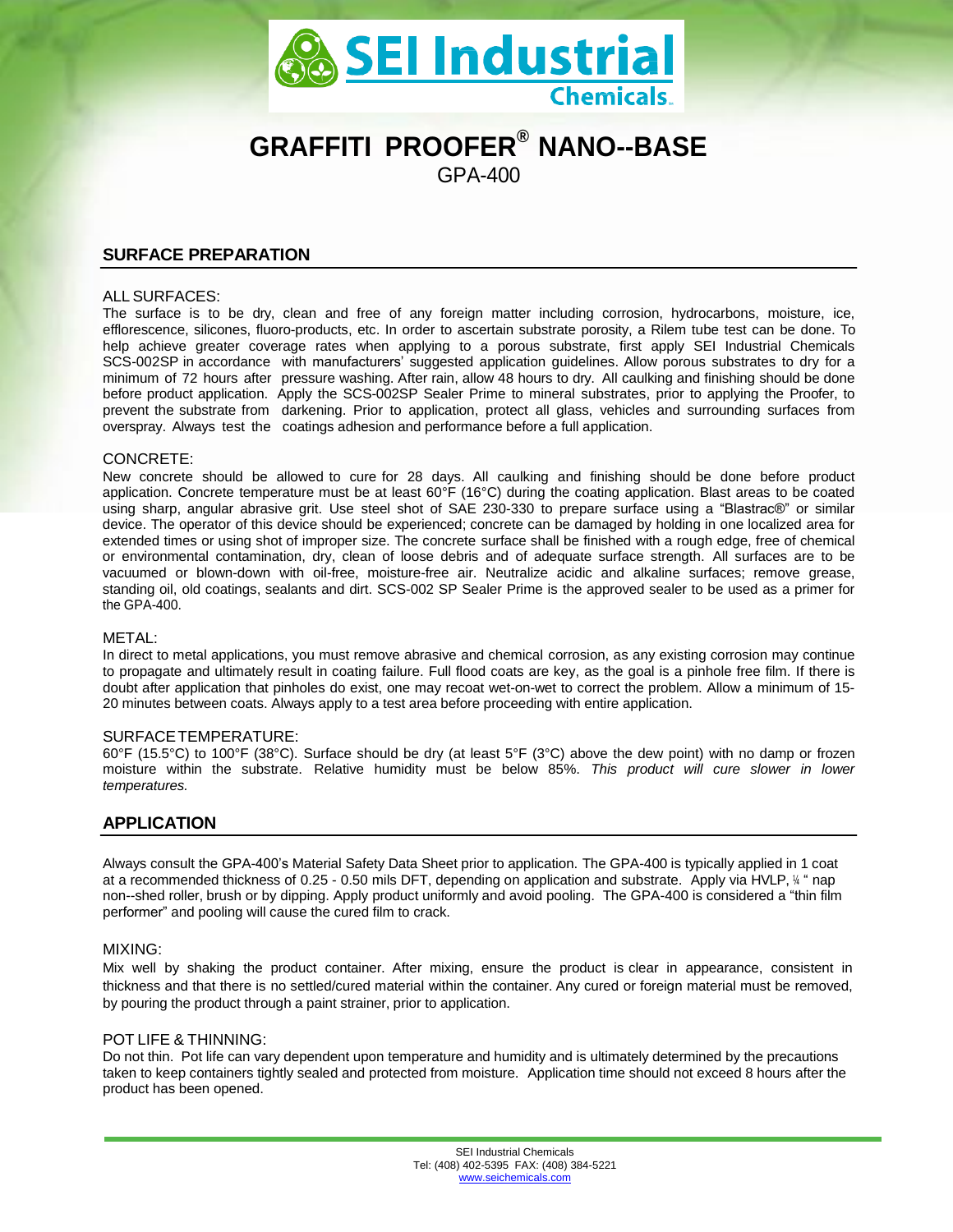# GRAFFITI PROOFER® NANO--BASE

GPA-400

## SURFACE PREPARATION

ALL SURFACES:

The surface is to be dry, clean and free of any foreign matter including corrosion, hydrocarbons, moisture, ice, efflorescence, silicones, fluoro-products, etc. In order to ascertain substrate porosity, a Rilem tube test can be done. To help achieve greater coverage rates when applying to a porous substrate, first apply SEI Industrial Chemicals SCS-002SP in accordance with manufacturers' suggested application guidelines. Allow porous substrates to dry for a minimum of 72 hours after pressure washing. After rain, allow 48 hours to dry. All caulking and finishing should be done before product application. Apply the SCS-002SP Sealer Prime to mineral substrates, prior to applying the Proofer, to prevent the substrate from darkening. Prior to application, protect all glass, vehicles and surrounding surfaces from overspray. Always test the coatings adhesion and performance before a full application.

CONCRETE:

New concrete should be allowed to cure for 28 days. All caulking and finishing should be done before product application. Concrete temperature must be at least 60°F (16°C) during the coating application. Blast areas to be coated using sharp, angular abrasive grit. Use steel shot of SAE 230-330 to prepare surface using a "Blastrac®" or similar device. The operator of this device should be experienced; concrete can be damaged by holding in one localized area for extended times or using shot of improper size. The concrete surface shall be finished with a rough edge, free of chemical or environmental contamination, dry, clean of loose debris and of adequate surface strength. All surfaces are to be vacuumed or blown-down with oil-free, moisture-free air. Neutralize acidic and alkaline surfaces; remove grease, standing oil, old coatings, sealants and dirt. SCS-002 SP Sealer Prime is the approved sealer to be used as a primer for the GPA-400.

METAL:

In direct to metal applications, you must remove abrasive and chemical corrosion, as any existing corrosion may continue to propagate and ultimately result in coating failure. Full flood coats are key, as the goal is a pinhole free film. If there is doubt after application that pinholes do exist, one may recoat wet-on-wet to correct the problem. Allow a minimum of 15-20 minutes between coats. Always apply to a test area before proceeding with entire application.

SURFACE TEMPERATURE:

60°F (15.5°C) to 100°F (38°C). Surface should be dry (at least 5°F (3°C) above the dew point) with no damp or frozen moisture within the substrate. Relative humidity must be below 85%. *This product will cure slower in lower temperatures.*

## APPLICATION

Always consult the GPA-400's Material Safety Data Sheet prior to application. The GPA-400 is typically applied in 1 coat at a recommended thickness of 0.25 - 0.50 mils DFT, depending on application and substrate. Apply via HVLP, ¼ " nap non--shed roller, brush or by dipping. Apply product uniformly and avoid pooling. The GPA-400 is considered a "thin film performer" and pooling will cause the cured film to crack.

MIXING:

Mix well by shaking the product container. After mixing, ensure the product is clear in appearance, consistent in thickness and that there is no settled/cured material within the container. Any cured or foreign material must be removed, by pouring the product through a paint strainer, prior to application.

POT LIFE & THINNING:

Do not thin. Pot life can vary dependent upon temperature and humidity and is ultimately determined by the precautions taken to keep containers tightly sealed and protected from moisture. Application time should not exceed 8 hours after the product has been opened.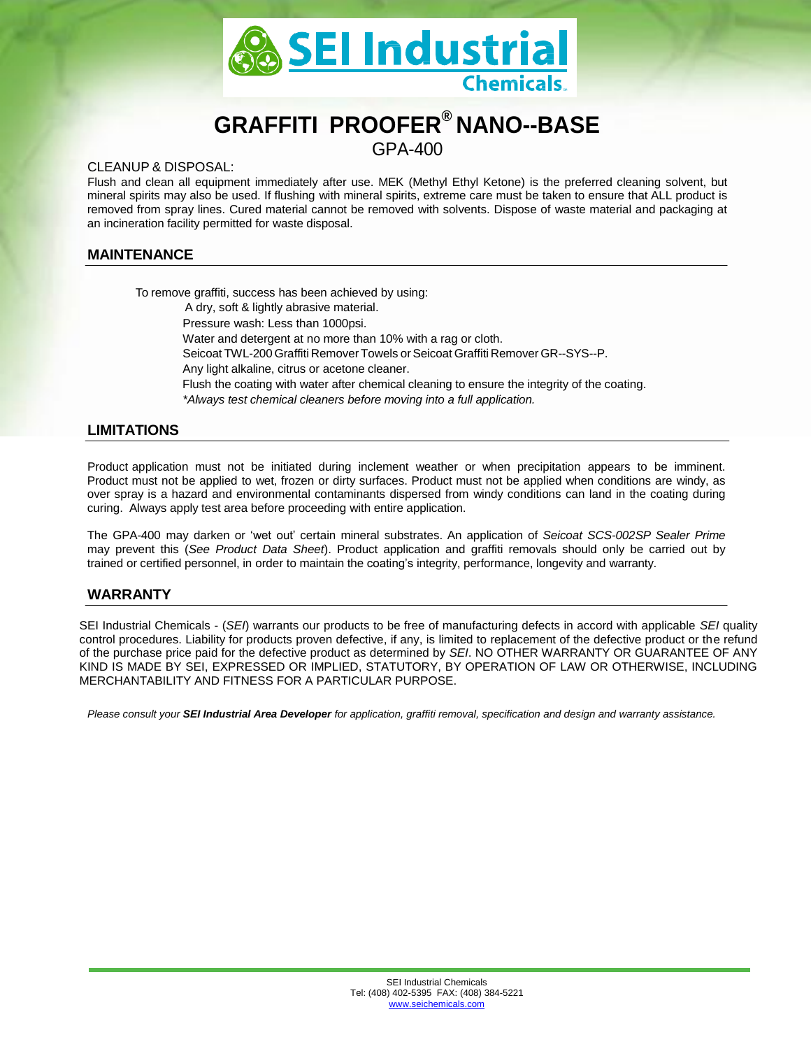# GRAFFITI PROOFER® NANO--BASE

GPA-400

CLEANUP & DISPOSAL:

Flush and clean all equipment immediately after use. MEK (Methyl Ethyl Ketone) is the preferred cleaning solvent, but mineral spirits may also be used. If flushing with mineral spirits, extreme care must be taken to ensure that ALL product is removed from spray lines. Cured material cannot be removed with solvents. Dispose of waste material and packaging at an incineration facility permitted for waste disposal.

## MAINTENANCE

To remove graffiti, success has been achieved by using:

- A dry, soft & lightly abrasive material.
- Pressure wash: Less than 1000psi.
- Water and detergent at no more than 10% with a rag or cloth.
- Seicoat TWL-200 Graffiti Remover Towels or Seicoat Graffiti Remover GR--SYS--P.
- Any light alkaline, citrus or acetone cleaner.
- Flush the coating with water after chemical cleaning to ensure the integrity of the coating.
- *\*Always test chemical cleaners before moving into a full application.*

## LIMITATIONS

Product application must not be initiated during inclement weather or when precipitation appears to be imminent. Product must not be applied to wet, frozen or dirty surfaces. Product must not be applied when conditions are windy, as over spray is a hazard and environmental contaminants dispersed from windy conditions can land in the coating during curing. Always apply test area before proceeding with entire application.

The GPA-400 may darken or 'wet out' certain mineral substrates. An application of *Seicoat SCS-002SP Sealer Prime* may prevent this (*See Product Data Sheet*). Product application and graffiti removals should only be carried out by trained or certified personnel, in order to maintain the coating's integrity, performance, longevity and warranty.

## WARRANTY

SEI Industrial Chemicals - (*SEI*) warrants our products to be free of manufacturing defects in accord with applicable *SEI* quality control procedures. Liability for products proven defective, if any, is limited to replacement of the defective product or the refund of the purchase price paid for the defective product as determined by *SEI*. NO OTHER WARRANTY OR GUARANTEE OF ANY KIND IS MADE BY SEI, EXPRESSED OR IMPLIED, STATUTORY, BY OPERATION OF LAW OR OTHERWISE, INCLUDING MERCHANTABILITY AND FITNESS FOR A PARTICULAR PURPOSE.

*Please consult your **SEI Industrial Area Developer** for application, graffiti removal, specification and design and warranty assistance.*

SEI Industrial Chemicals
Tel: (408) 402-5395 FAX: (408) 384-5221
www.seichemicals.com